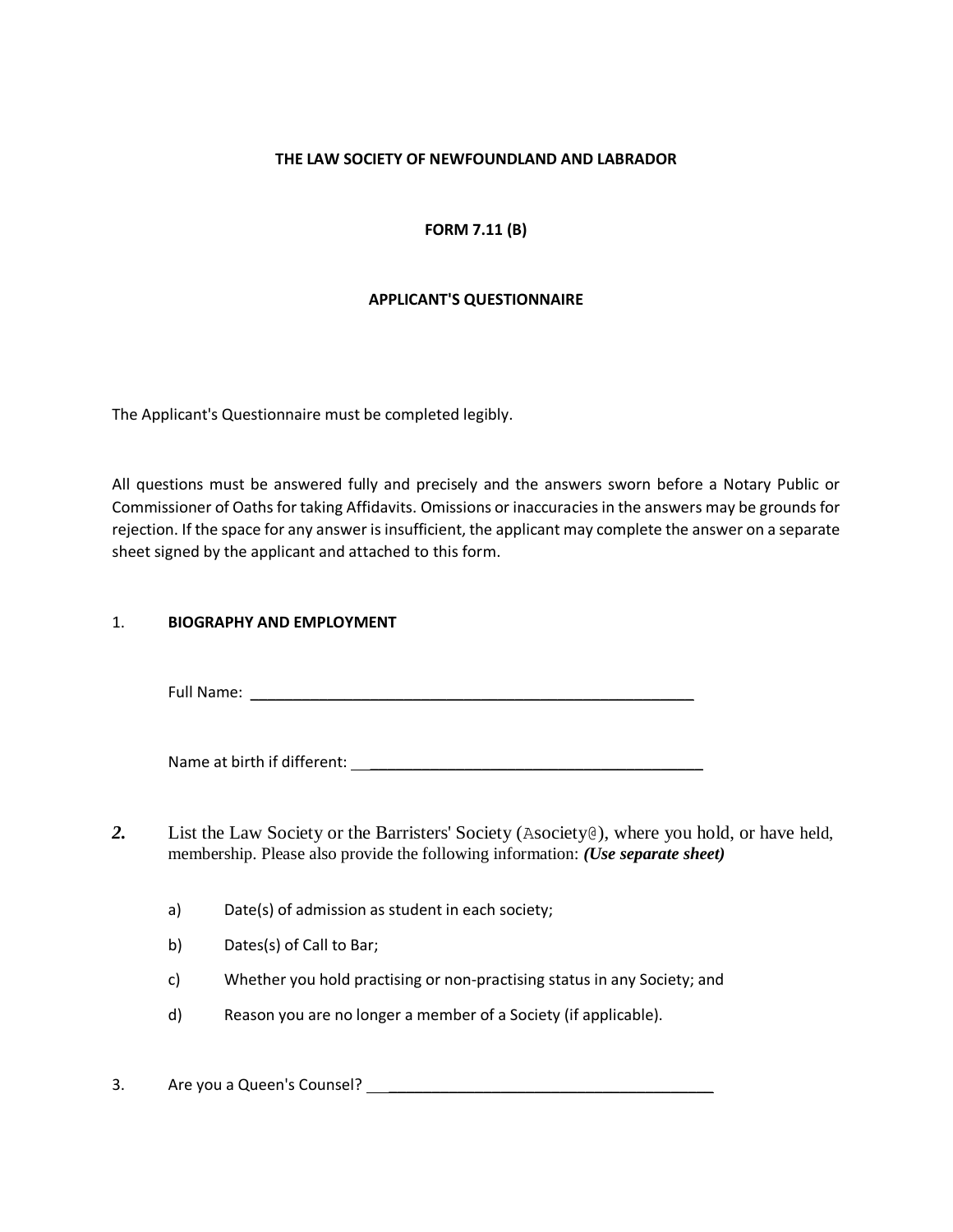**THE LAW SOCIETY OF NEWFOUNDLAND AND LABRADOR**

**FORM 7.11 (B)**

**APPLICANT'S QUESTIONNAIRE**

The Applicant's Questionnaire must be completed legibly.

All questions must be answered fully and precisely and the answers sworn before a Notary Public or Commissioner of Oaths for taking Affidavits. Omissions or inaccuracies in the answers may be grounds for rejection. If the space for any answer is insufficient, the applicant may complete the answer on a separate sheet signed by the applicant and attached to this form.

1. **BIOGRAPHY AND EMPLOYMENT**

   Full Name: ______________________________________________________

   Name at birth if different: ________________________________________

***2.*** List the Law Society or the Barristers' Society (Asociety@), where you hold, or have held, membership. Please also provide the following information: ***(Use separate sheet)***

   a) Date(s) of admission as student in each society;

   b) Dates(s) of Call to Bar;

   c) Whether you hold practising or non-practising status in any Society; and

   d) Reason you are no longer a member of a Society (if applicable).

3. Are you a Queen's Counsel? ________________________________________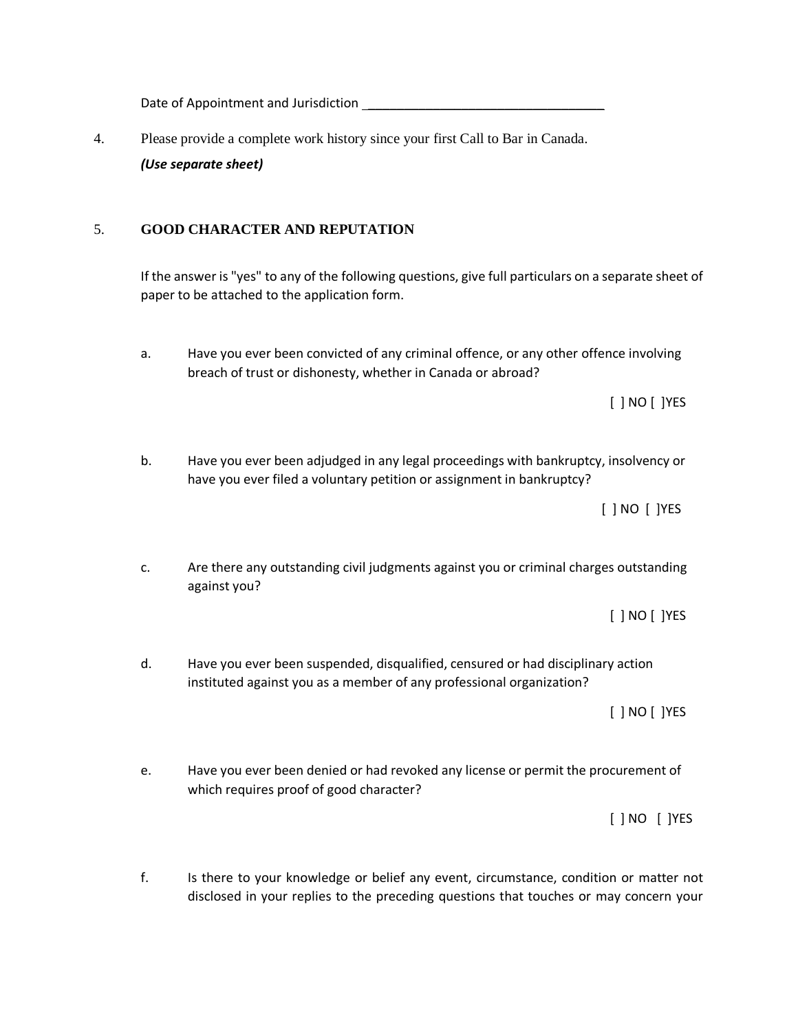Date of Appointment and Jurisdiction ___________________________________

4. Please provide a complete work history since your first Call to Bar in Canada.
   ***(Use separate sheet)***

5. **GOOD CHARACTER AND REPUTATION**

   If the answer is "yes" to any of the following questions, give full particulars on a separate sheet of paper to be attached to the application form.

   a. Have you ever been convicted of any criminal offence, or any other offence involving breach of trust or dishonesty, whether in Canada or abroad?

      [ ] NO [ ]YES

   b. Have you ever been adjudged in any legal proceedings with bankruptcy, insolvency or have you ever filed a voluntary petition or assignment in bankruptcy?

      [ ] NO [ ]YES

   c. Are there any outstanding civil judgments against you or criminal charges outstanding against you?

      [ ] NO [ ]YES

   d. Have you ever been suspended, disqualified, censured or had disciplinary action instituted against you as a member of any professional organization?

      [ ] NO [ ]YES

   e. Have you ever been denied or had revoked any license or permit the procurement of which requires proof of good character?

      [ ] NO [ ]YES

   f. Is there to your knowledge or belief any event, circumstance, condition or matter not disclosed in your replies to the preceding questions that touches or may concern your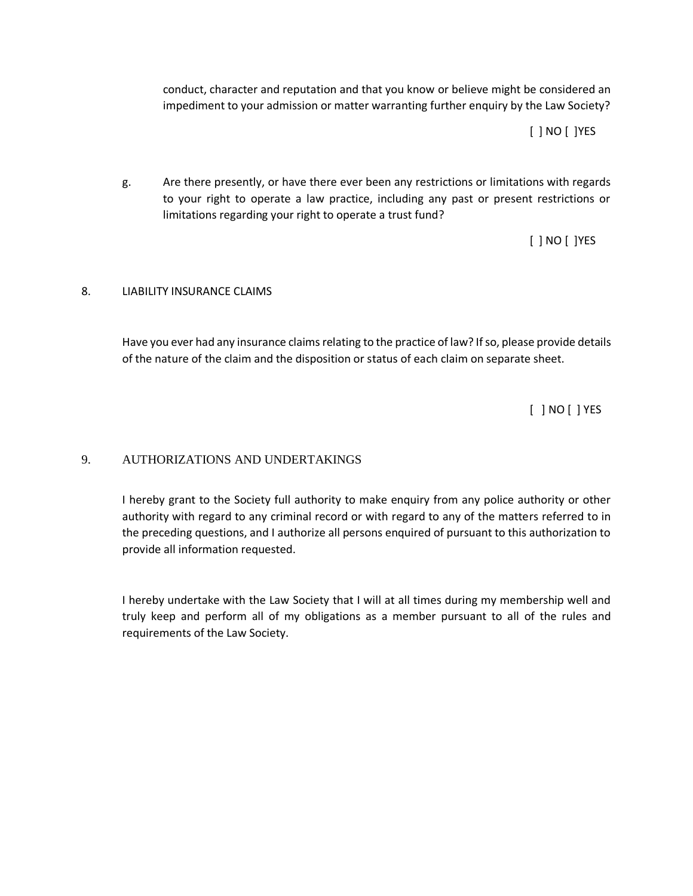conduct, character and reputation and that you know or believe might be considered an impediment to your admission or matter warranting further enquiry by the Law Society?

[ ] NO [ ]YES

g. Are there presently, or have there ever been any restrictions or limitations with regards to your right to operate a law practice, including any past or present restrictions or limitations regarding your right to operate a trust fund?

[ ] NO [ ]YES

8. LIABILITY INSURANCE CLAIMS

Have you ever had any insurance claims relating to the practice of law? If so, please provide details of the nature of the claim and the disposition or status of each claim on separate sheet.

[ ] NO [ ] YES

9. AUTHORIZATIONS AND UNDERTAKINGS

I hereby grant to the Society full authority to make enquiry from any police authority or other authority with regard to any criminal record or with regard to any of the matters referred to in the preceding questions, and I authorize all persons enquired of pursuant to this authorization to provide all information requested.

I hereby undertake with the Law Society that I will at all times during my membership well and truly keep and perform all of my obligations as a member pursuant to all of the rules and requirements of the Law Society.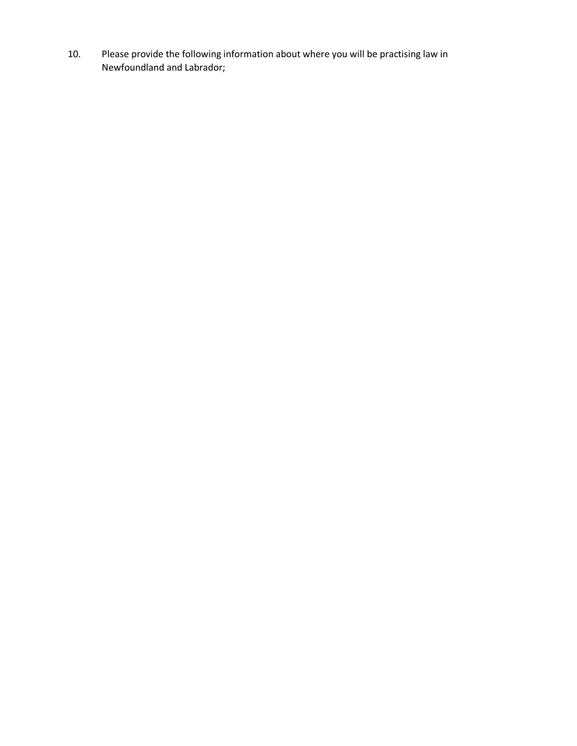10. Please provide the following information about where you will be practising law in Newfoundland and Labrador;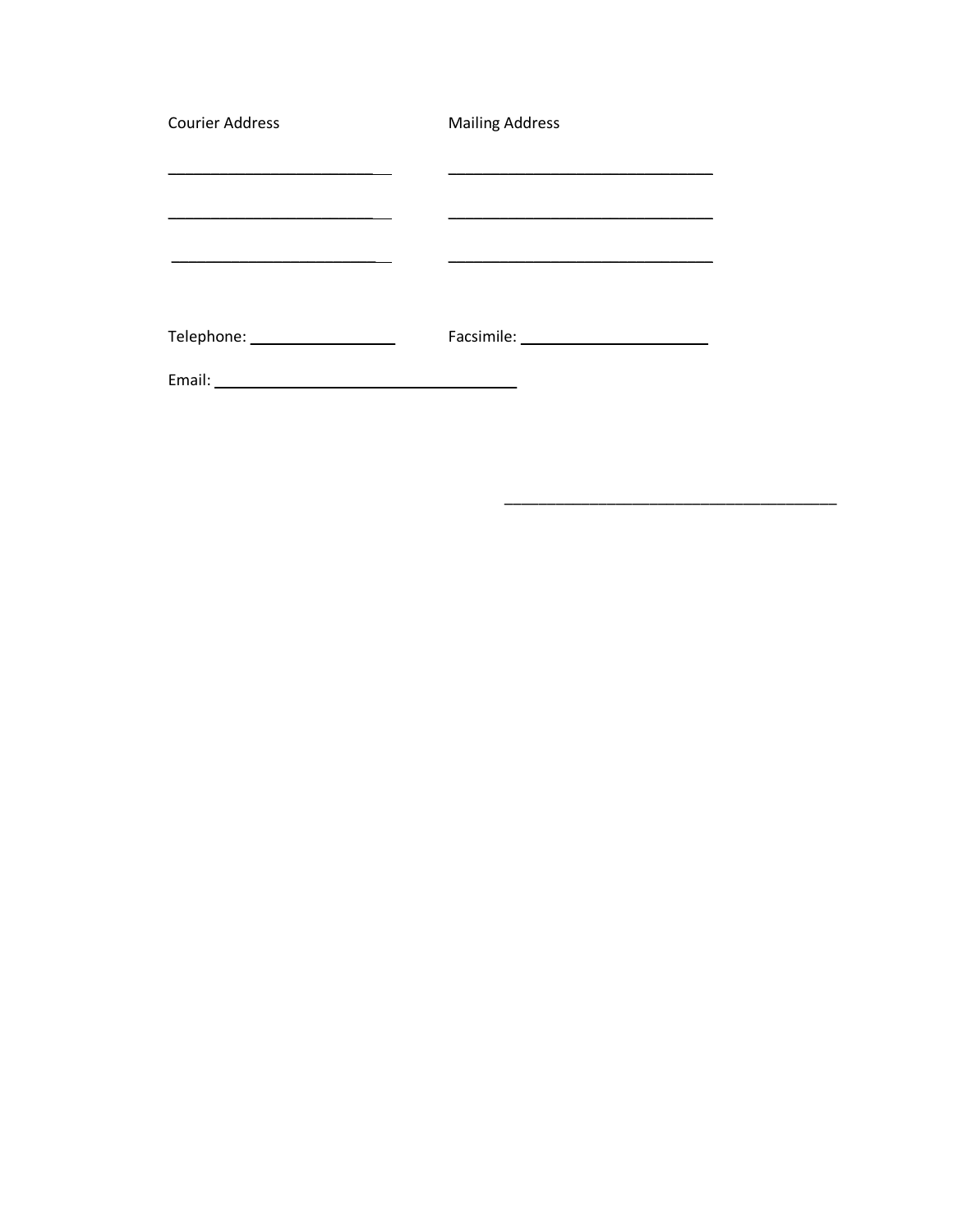| Courier Address | Mailing Address |
| --- | --- |
| ______________________________ | ______________________________ |
| ______________________________ | ______________________________ |
| ______________________________ | ______________________________ |

Telephone: ____________________ Facsimile: ________________________

Email: ________________________________________

_______________________________________________